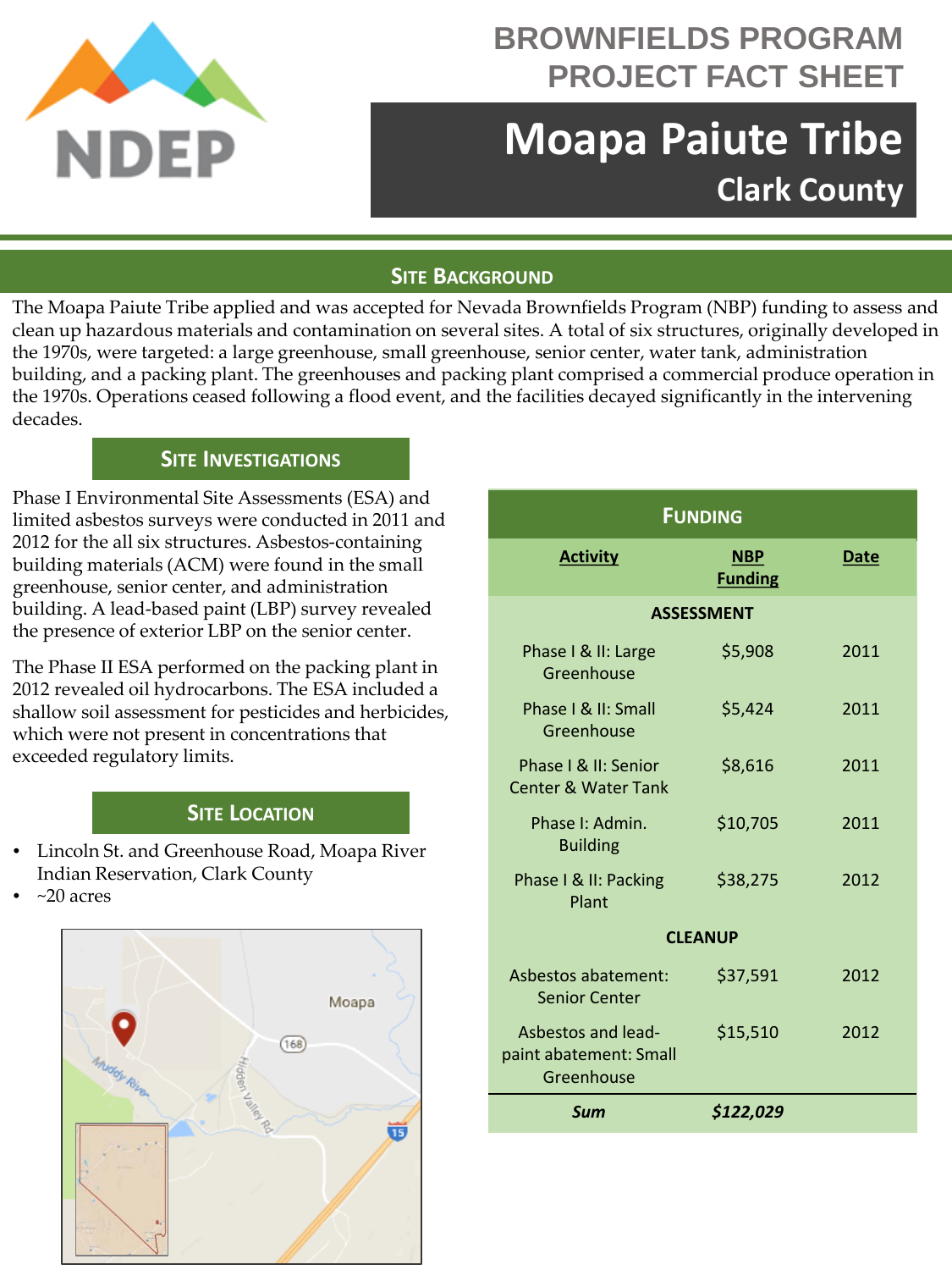# BROWNFIELDS PROGRAM PROJECT FACT SHEET

# Moapa Paiute Tribe

## Clark County

## SITE BACKGROUND

The Moapa Paiute Tribe applied and was accepted for Nevada Brownfields Program (NBP) funding to assess and clean up hazardous materials and contamination on several sites. A total of six structures, originally developed in the 1970s, were targeted: a large greenhouse, small greenhouse, senior center, water tank, administration building, and a packing plant. The greenhouses and packing plant comprised a commercial produce operation in the 1970s. Operations ceased following a flood event, and the facilities decayed significantly in the intervening decades.

## SITE INVESTIGATIONS

Phase I Environmental Site Assessments (ESA) and limited asbestos surveys were conducted in 2011 and 2012 for the all six structures. Asbestos-containing building materials (ACM) were found in the small greenhouse, senior center, and administration building. A lead-based paint (LBP) survey revealed the presence of exterior LBP on the senior center.

The Phase II ESA performed on the packing plant in 2012 revealed oil hydrocarbons. The ESA included a shallow soil assessment for pesticides and herbicides, which were not present in concentrations that exceeded regulatory limits.

## SITE LOCATION

- Lincoln St. and Greenhouse Road, Moapa River Indian Reservation, Clark County
- ~20 acres

## FUNDING

| Activity | NBP Funding | Date |
|---|---|---|
| **ASSESSMENT** | | |
| Phase I & II: Large Greenhouse | $5,908 | 2011 |
| Phase I & II: Small Greenhouse | $5,424 | 2011 |
| Phase I & II: Senior Center & Water Tank | $8,616 | 2011 |
| Phase I: Admin. Building | $10,705 | 2011 |
| Phase I & II: Packing Plant | $38,275 | 2012 |
| **CLEANUP** | | |
| Asbestos abatement: Senior Center | $37,591 | 2012 |
| Asbestos and lead-paint abatement: Small Greenhouse | $15,510 | 2012 |
| ***Sum*** | ***$122,029*** | |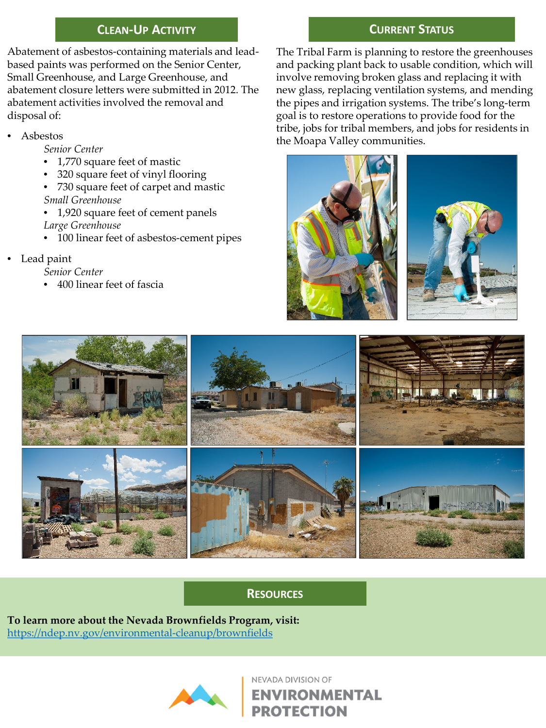## Clean-Up Activity

Abatement of asbestos-containing materials and lead-based paints was performed on the Senior Center, Small Greenhouse, and Large Greenhouse, and abatement closure letters were submitted in 2012. The abatement activities involved the removal and disposal of:

- Asbestos
  - *Senior Center*
    - 1,770 square feet of mastic
    - 320 square feet of vinyl flooring
    - 730 square feet of carpet and mastic
  - *Small Greenhouse*
    - 1,920 square feet of cement panels
  - *Large Greenhouse*
    - 100 linear feet of asbestos-cement pipes
- Lead paint
  - *Senior Center*
    - 400 linear feet of fascia

## Current Status

The Tribal Farm is planning to restore the greenhouses and packing plant back to usable condition, which will involve removing broken glass and replacing it with new glass, replacing ventilation systems, and mending the pipes and irrigation systems. The tribe's long-term goal is to restore operations to provide food for the tribe, jobs for tribal members, and jobs for residents in the Moapa Valley communities.

## Resources

**To learn more about the Nevada Brownfields Program, visit:**
https://ndep.nv.gov/environmental-cleanup/brownfields

NEVADA DIVISION OF ENVIRONMENTAL PROTECTION